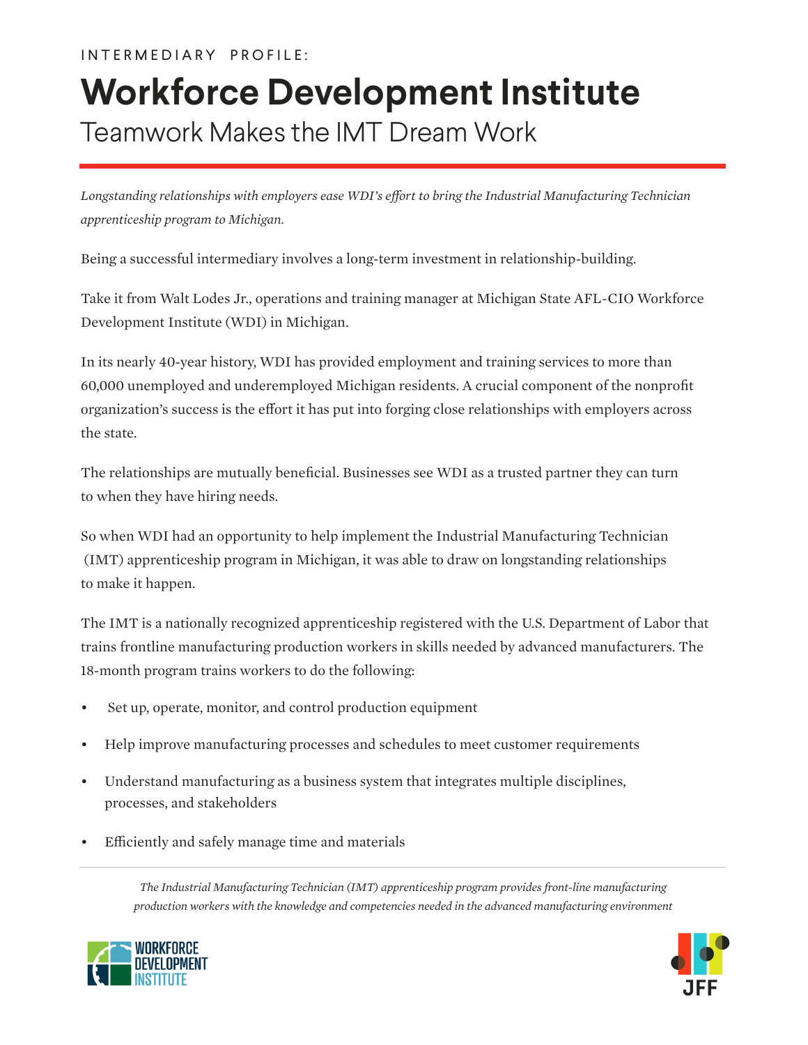INTERMEDIARY PROFILE:

# Workforce Development Institute

## Teamwork Makes the IMT Dream Work

*Longstanding relationships with employers ease WDI's effort to bring the Industrial Manufacturing Technician apprenticeship program to Michigan.*

Being a successful intermediary involves a long-term investment in relationship-building.

Take it from Walt Lodes Jr., operations and training manager at Michigan State AFL-CIO Workforce Development Institute (WDI) in Michigan.

In its nearly 40-year history, WDI has provided employment and training services to more than 60,000 unemployed and underemployed Michigan residents. A crucial component of the nonprofit organization's success is the effort it has put into forging close relationships with employers across the state.

The relationships are mutually beneficial. Businesses see WDI as a trusted partner they can turn to when they have hiring needs.

So when WDI had an opportunity to help implement the Industrial Manufacturing Technician (IMT) apprenticeship program in Michigan, it was able to draw on longstanding relationships to make it happen.

The IMT is a nationally recognized apprenticeship registered with the U.S. Department of Labor that trains frontline manufacturing production workers in skills needed by advanced manufacturers. The 18-month program trains workers to do the following:

- Set up, operate, monitor, and control production equipment
- Help improve manufacturing processes and schedules to meet customer requirements
- Understand manufacturing as a business system that integrates multiple disciplines, processes, and stakeholders
- Efficiently and safely manage time and materials

---

*The Industrial Manufacturing Technician (IMT) apprenticeship program provides front-line manufacturing production workers with the knowledge and competencies needed in the advanced manufacturing environment*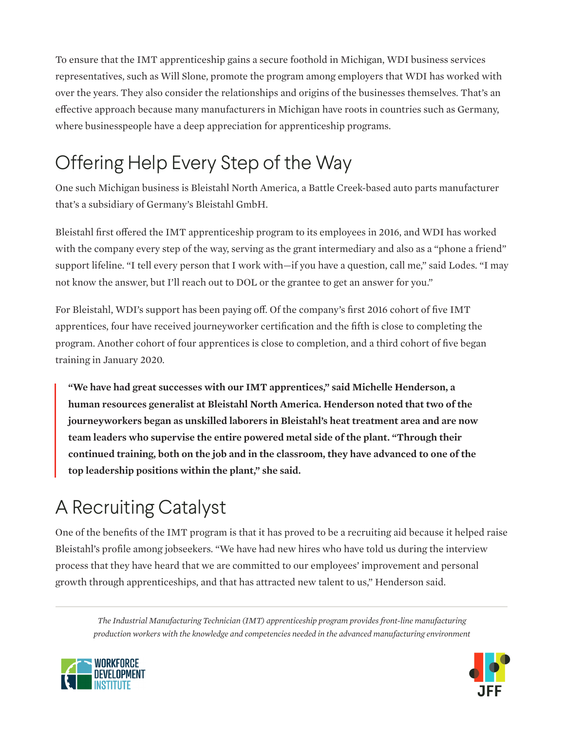To ensure that the IMT apprenticeship gains a secure foothold in Michigan, WDI business services representatives, such as Will Slone, promote the program among employers that WDI has worked with over the years. They also consider the relationships and origins of the businesses themselves. That's an effective approach because many manufacturers in Michigan have roots in countries such as Germany, where businesspeople have a deep appreciation for apprenticeship programs.

## Offering Help Every Step of the Way

One such Michigan business is Bleistahl North America, a Battle Creek-based auto parts manufacturer that's a subsidiary of Germany's Bleistahl GmbH.

Bleistahl first offered the IMT apprenticeship program to its employees in 2016, and WDI has worked with the company every step of the way, serving as the grant intermediary and also as a "phone a friend" support lifeline. "I tell every person that I work with—if you have a question, call me," said Lodes. "I may not know the answer, but I'll reach out to DOL or the grantee to get an answer for you."

For Bleistahl, WDI's support has been paying off. Of the company's first 2016 cohort of five IMT apprentices, four have received journeyworker certification and the fifth is close to completing the program. Another cohort of four apprentices is close to completion, and a third cohort of five began training in January 2020.

> **"We have had great successes with our IMT apprentices," said Michelle Henderson, a human resources generalist at Bleistahl North America. Henderson noted that two of the journeyworkers began as unskilled laborers in Bleistahl's heat treatment area and are now team leaders who supervise the entire powered metal side of the plant. "Through their continued training, both on the job and in the classroom, they have advanced to one of the top leadership positions within the plant," she said.**

## A Recruiting Catalyst

One of the benefits of the IMT program is that it has proved to be a recruiting aid because it helped raise Bleistahl's profile among jobseekers. "We have had new hires who have told us during the interview process that they have heard that we are committed to our employees' improvement and personal growth through apprenticeships, and that has attracted new talent to us," Henderson said.

---

*The Industrial Manufacturing Technician (IMT) apprenticeship program provides front-line manufacturing production workers with the knowledge and competencies needed in the advanced manufacturing environment*

WORKFORCE DEVELOPMENT INSTITUTE

JFF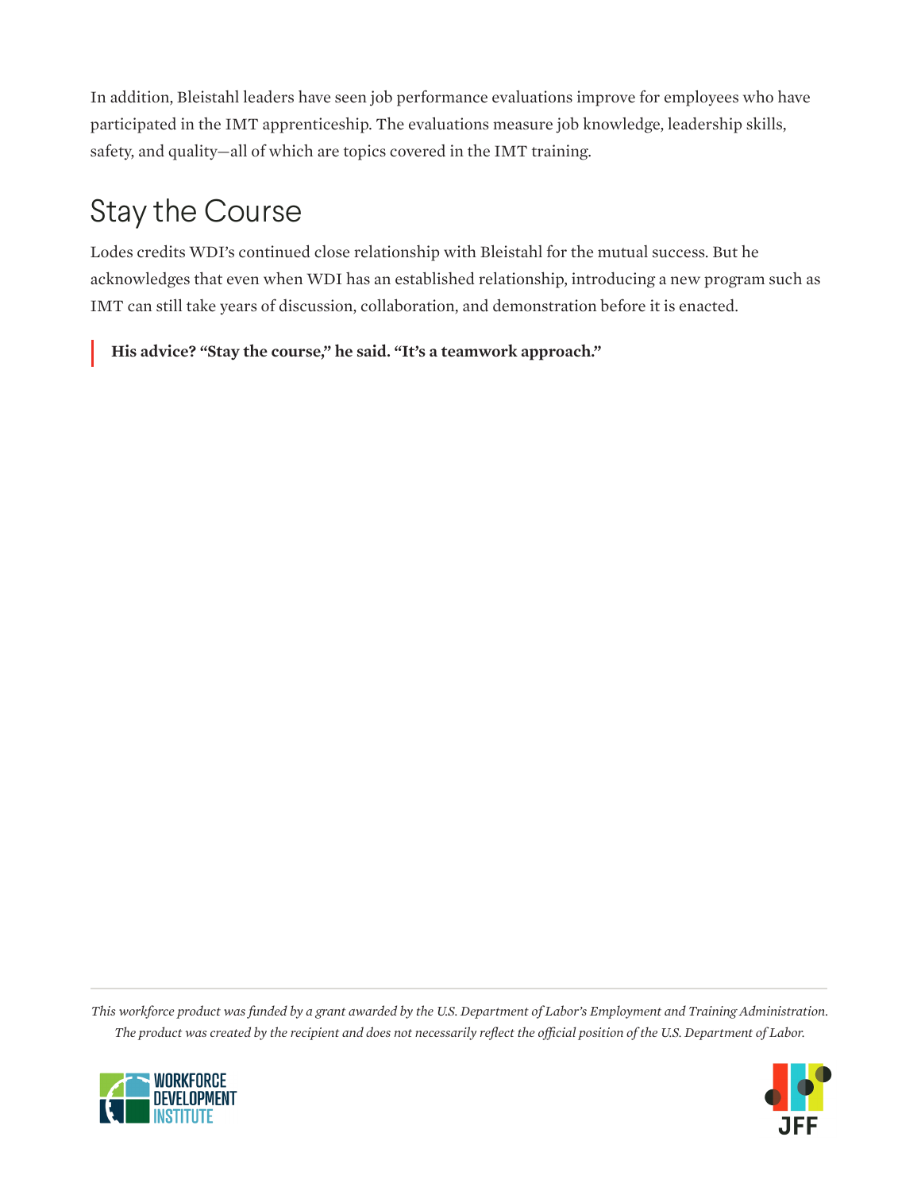In addition, Bleistahl leaders have seen job performance evaluations improve for employees who have participated in the IMT apprenticeship. The evaluations measure job knowledge, leadership skills, safety, and quality—all of which are topics covered in the IMT training.

## Stay the Course

Lodes credits WDI's continued close relationship with Bleistahl for the mutual success. But he acknowledges that even when WDI has an established relationship, introducing a new program such as IMT can still take years of discussion, collaboration, and demonstration before it is enacted.

> **His advice? "Stay the course," he said. "It's a teamwork approach."**

---

*This workforce product was funded by a grant awarded by the U.S. Department of Labor's Employment and Training Administration. The product was created by the recipient and does not necessarily reflect the official position of the U.S. Department of Labor.*

WORKFORCE DEVELOPMENT INSTITUTE

JFF